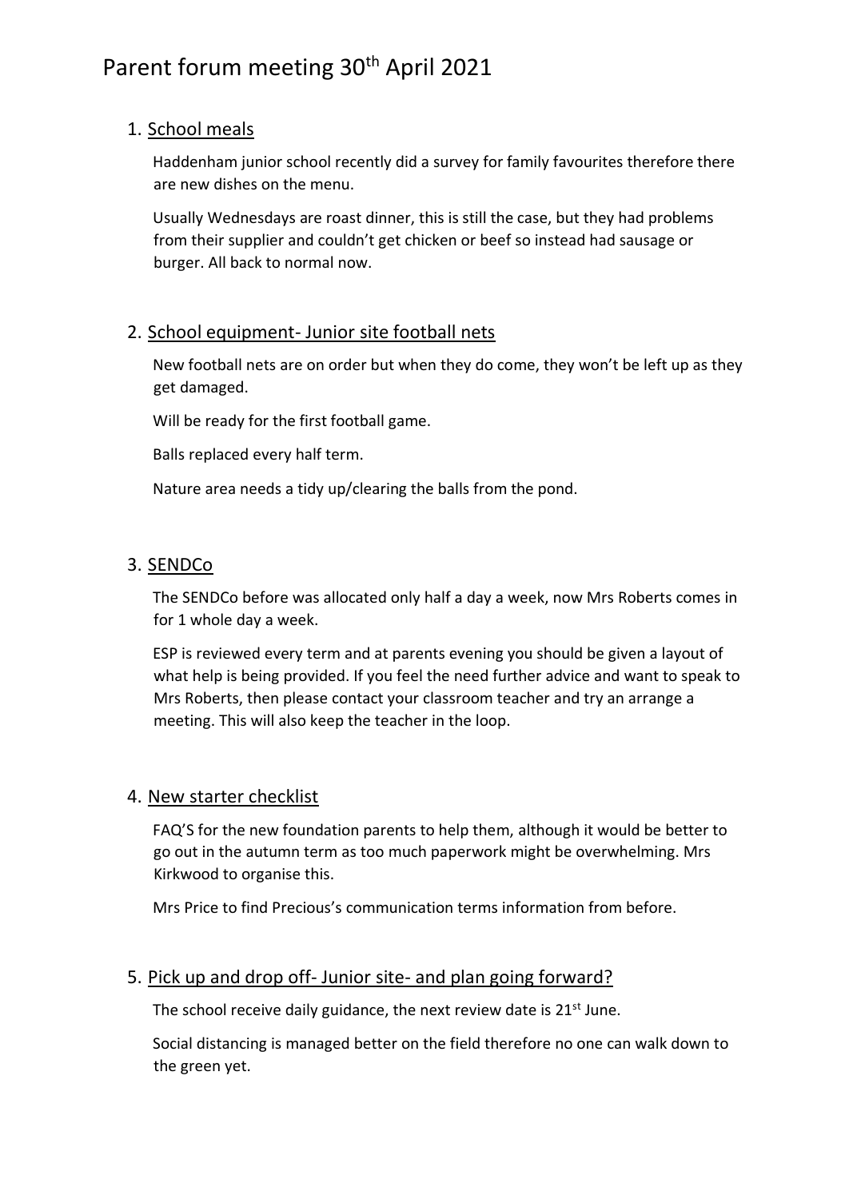# Parent forum meeting 30th April 2021

1. School meals

Haddenham junior school recently did a survey for family favourites therefore there are new dishes on the menu.

Usually Wednesdays are roast dinner, this is still the case, but they had problems from their supplier and couldn't get chicken or beef so instead had sausage or burger. All back to normal now.

2. School equipment- Junior site football nets

New football nets are on order but when they do come, they won't be left up as they get damaged.

Will be ready for the first football game.

Balls replaced every half term.

Nature area needs a tidy up/clearing the balls from the pond.

3. SENDCo

The SENDCo before was allocated only half a day a week, now Mrs Roberts comes in for 1 whole day a week.

ESP is reviewed every term and at parents evening you should be given a layout of what help is being provided. If you feel the need further advice and want to speak to Mrs Roberts, then please contact your classroom teacher and try an arrange a meeting. This will also keep the teacher in the loop.

4. New starter checklist

FAQ'S for the new foundation parents to help them, although it would be better to go out in the autumn term as too much paperwork might be overwhelming. Mrs Kirkwood to organise this.

Mrs Price to find Precious's communication terms information from before.

5. Pick up and drop off- Junior site- and plan going forward?

The school receive daily guidance, the next review date is 21st June.

Social distancing is managed better on the field therefore no one can walk down to the green yet.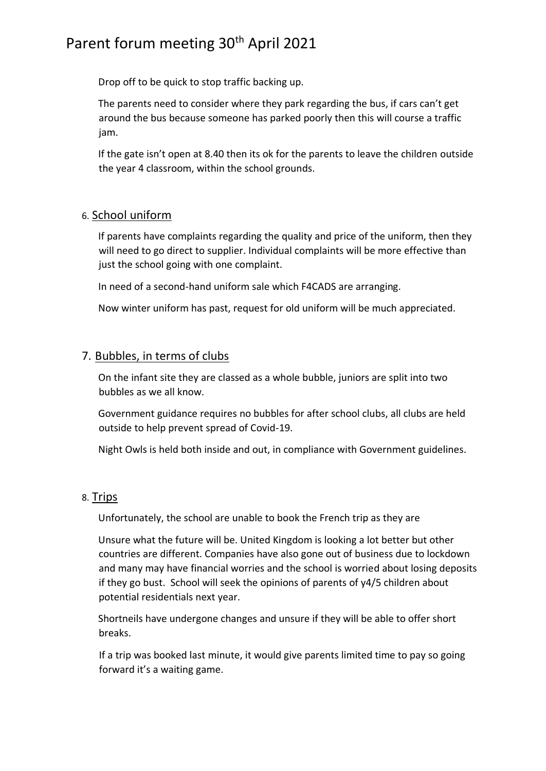# Parent forum meeting 30th April 2021

Drop off to be quick to stop traffic backing up.

The parents need to consider where they park regarding the bus, if cars can't get around the bus because someone has parked poorly then this will course a traffic jam.

If the gate isn't open at 8.40 then its ok for the parents to leave the children outside the year 4 classroom, within the school grounds.

## 6. School uniform

If parents have complaints regarding the quality and price of the uniform, then they will need to go direct to supplier. Individual complaints will be more effective than just the school going with one complaint.

In need of a second-hand uniform sale which F4CADS are arranging.

Now winter uniform has past, request for old uniform will be much appreciated.

## 7. Bubbles, in terms of clubs

On the infant site they are classed as a whole bubble, juniors are split into two bubbles as we all know.

Government guidance requires no bubbles for after school clubs, all clubs are held outside to help prevent spread of Covid-19.

Night Owls is held both inside and out, in compliance with Government guidelines.

## 8. Trips

Unfortunately, the school are unable to book the French trip as they are

Unsure what the future will be. United Kingdom is looking a lot better but other countries are different. Companies have also gone out of business due to lockdown and many may have financial worries and the school is worried about losing deposits if they go bust. School will seek the opinions of parents of y4/5 children about potential residentials next year.

Shortneils have undergone changes and unsure if they will be able to offer short breaks.

If a trip was booked last minute, it would give parents limited time to pay so going forward it's a waiting game.